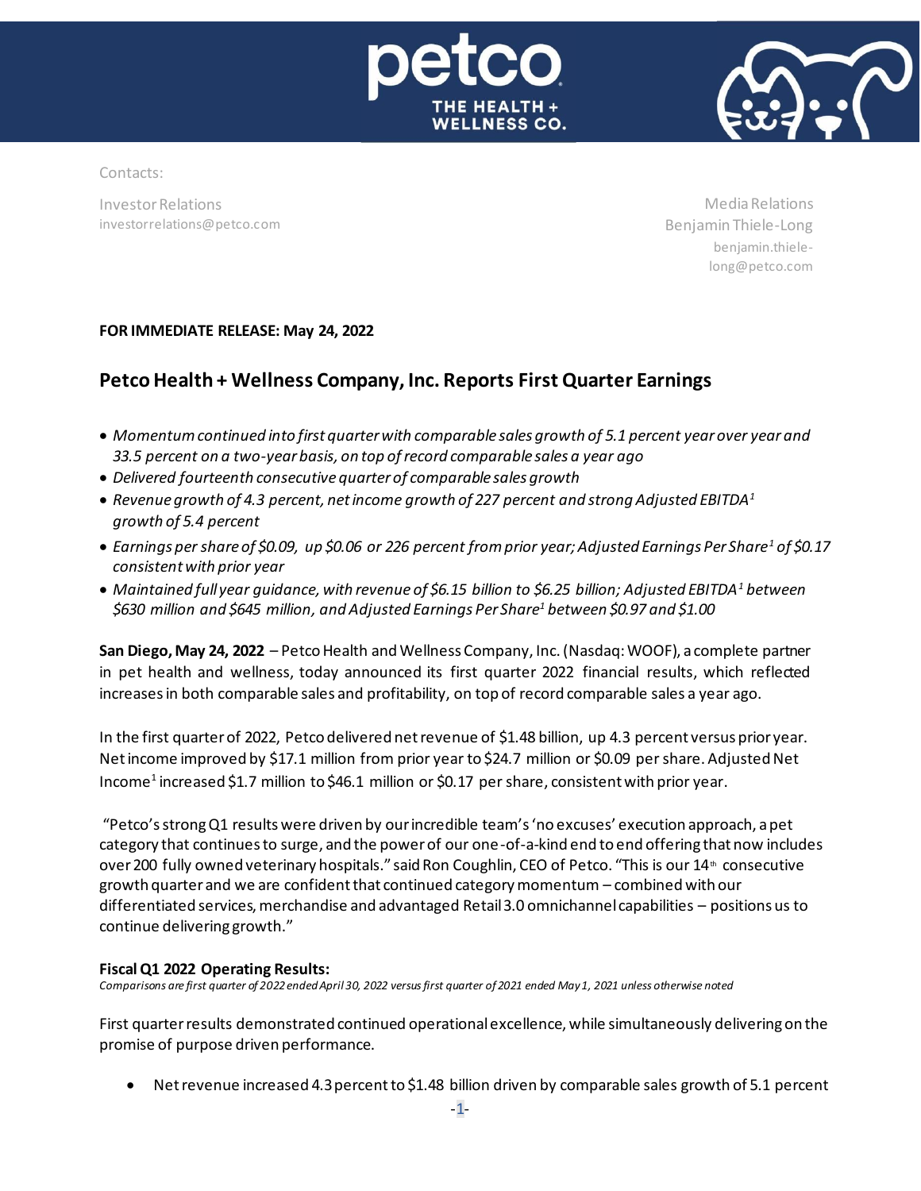Contacts:

Investor Relations
investorrelations@petco.com

Media Relations
Benjamin Thiele-Long
benjamin.thiele-long@petco.com

**FOR IMMEDIATE RELEASE: May 24, 2022**

# Petco Health + Wellness Company, Inc. Reports First Quarter Earnings

- *Momentum continued into first quarter with comparable sales growth of 5.1 percent year over year and 33.5 percent on a two-year basis, on top of record comparable sales a year ago*
- *Delivered fourteenth consecutive quarter of comparable sales growth*
- *Revenue growth of 4.3 percent, net income growth of 227 percent and strong Adjusted EBITDA[1] growth of 5.4 percent*
- *Earnings per share of $0.09, up $0.06 or 226 percent from prior year; Adjusted Earnings Per Share[1] of $0.17 consistent with prior year*
- *Maintained full year guidance, with revenue of $6.15 billion to $6.25 billion; Adjusted EBITDA[1] between $630 million and $645 million, and Adjusted Earnings Per Share[1] between $0.97 and $1.00*

**San Diego, May 24, 2022** – Petco Health and Wellness Company, Inc. (Nasdaq: WOOF), a complete partner in pet health and wellness, today announced its first quarter 2022 financial results, which reflected increases in both comparable sales and profitability, on top of record comparable sales a year ago.

In the first quarter of 2022, Petco delivered net revenue of $1.48 billion, up 4.3 percent versus prior year. Net income improved by $17.1 million from prior year to $24.7 million or $0.09 per share. Adjusted Net Income[1] increased $1.7 million to $46.1 million or $0.17 per share, consistent with prior year.

"Petco's strong Q1 results were driven by our incredible team's 'no excuses' execution approach, a pet category that continues to surge, and the power of our one-of-a-kind end to end offering that now includes over 200 fully owned veterinary hospitals." said Ron Coughlin, CEO of Petco. "This is our 14th consecutive growth quarter and we are confident that continued category momentum – combined with our differentiated services, merchandise and advantaged Retail 3.0 omnichannel capabilities – positions us to continue delivering growth."

**Fiscal Q1 2022 Operating Results:**

*Comparisons are first quarter of 2022 ended April 30, 2022 versus first quarter of 2021 ended May 1, 2021 unless otherwise noted*

First quarter results demonstrated continued operational excellence, while simultaneously delivering on the promise of purpose driven performance.

- Net revenue increased 4.3 percent to $1.48 billion driven by comparable sales growth of 5.1 percent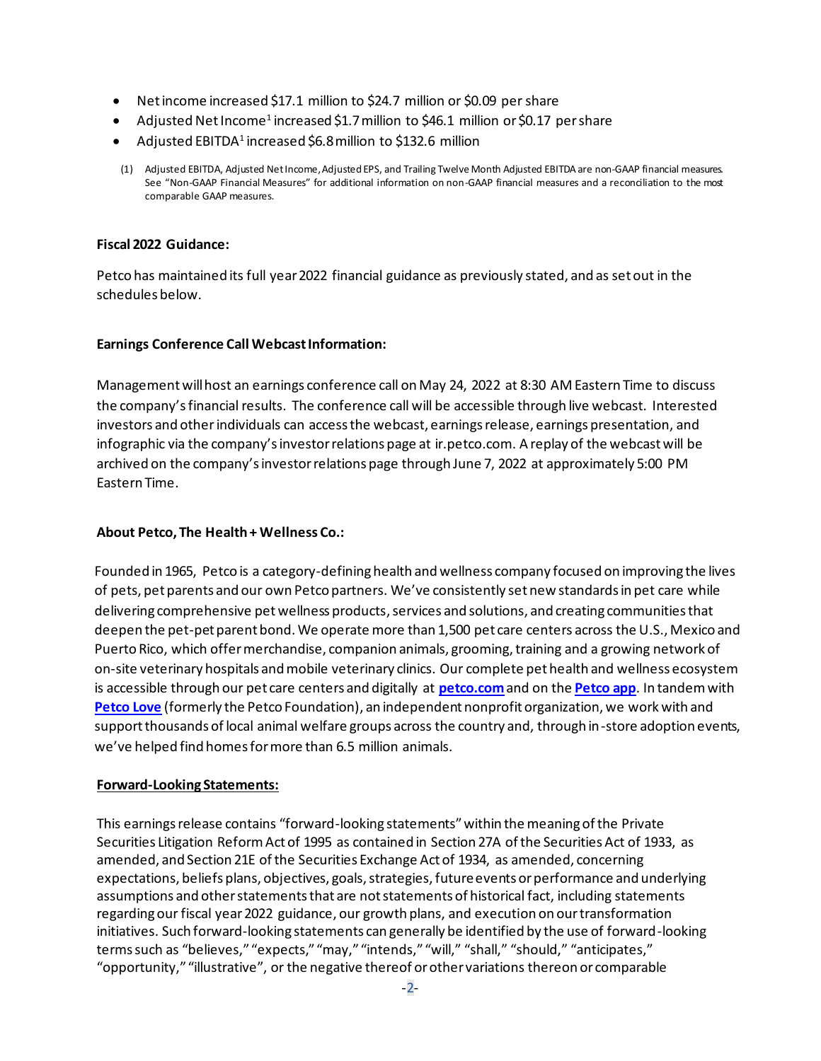- Net income increased $17.1 million to $24.7 million or $0.09 per share
- Adjusted Net Income[1] increased $1.7 million to $46.1 million or $0.17 per share
- Adjusted EBITDA[1] increased $6.8 million to $132.6 million

(1) Adjusted EBITDA, Adjusted Net Income, Adjusted EPS, and Trailing Twelve Month Adjusted EBITDA are non-GAAP financial measures. See "Non-GAAP Financial Measures" for additional information on non-GAAP financial measures and a reconciliation to the most comparable GAAP measures.

**Fiscal 2022 Guidance:**

Petco has maintained its full year 2022 financial guidance as previously stated, and as set out in the schedules below.

**Earnings Conference Call Webcast Information:**

Management will host an earnings conference call on May 24, 2022 at 8:30 AM Eastern Time to discuss the company's financial results. The conference call will be accessible through live webcast. Interested investors and other individuals can access the webcast, earnings release, earnings presentation, and infographic via the company's investor relations page at ir.petco.com. A replay of the webcast will be archived on the company's investor relations page through June 7, 2022 at approximately 5:00 PM Eastern Time.

**About Petco, The Health + Wellness Co.:**

Founded in 1965, Petco is a category-defining health and wellness company focused on improving the lives of pets, pet parents and our own Petco partners. We've consistently set new standards in pet care while delivering comprehensive pet wellness products, services and solutions, and creating communities that deepen the pet-pet parent bond. We operate more than 1,500 pet care centers across the U.S., Mexico and Puerto Rico, which offer merchandise, companion animals, grooming, training and a growing network of on-site veterinary hospitals and mobile veterinary clinics. Our complete pet health and wellness ecosystem is accessible through our pet care centers and digitally at **petco.com** and on the **Petco app**. In tandem with **Petco Love** (formerly the Petco Foundation), an independent nonprofit organization, we work with and support thousands of local animal welfare groups across the country and, through in-store adoption events, we've helped find homes for more than 6.5 million animals.

**Forward-Looking Statements:**

This earnings release contains "forward-looking statements" within the meaning of the Private Securities Litigation Reform Act of 1995 as contained in Section 27A of the Securities Act of 1933, as amended, and Section 21E of the Securities Exchange Act of 1934, as amended, concerning expectations, beliefs plans, objectives, goals, strategies, future events or performance and underlying assumptions and other statements that are not statements of historical fact, including statements regarding our fiscal year 2022 guidance, our growth plans, and execution on our transformation initiatives. Such forward-looking statements can generally be identified by the use of forward-looking terms such as "believes," "expects," "may," "intends," "will," "shall," "should," "anticipates," "opportunity," "illustrative", or the negative thereof or other variations thereon or comparable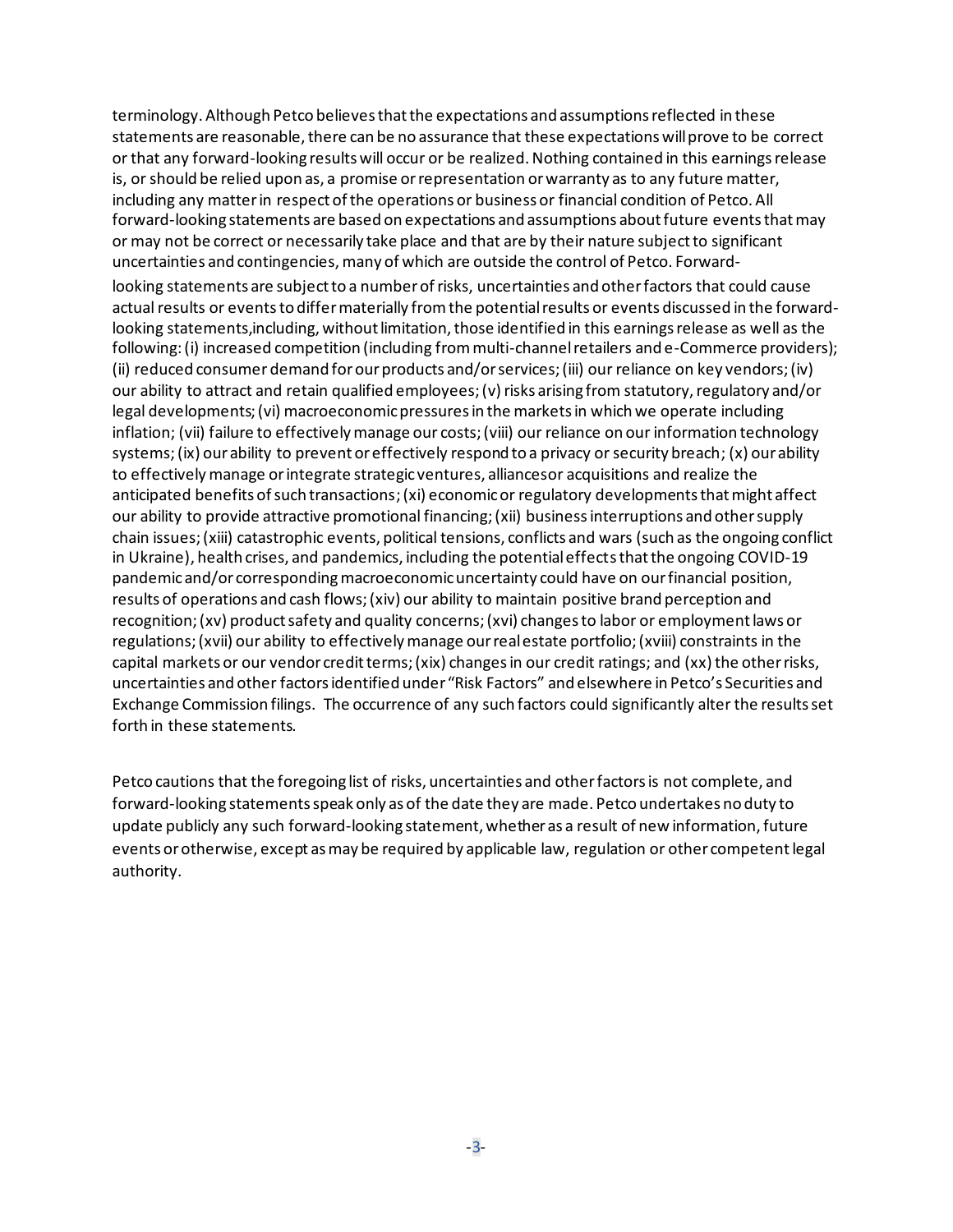terminology. Although Petco believes that the expectations and assumptions reflected in these statements are reasonable, there can be no assurance that these expectations will prove to be correct or that any forward-looking results will occur or be realized. Nothing contained in this earnings release is, or should be relied upon as, a promise or representation or warranty as to any future matter, including any matter in respect of the operations or business or financial condition of Petco. All forward-looking statements are based on expectations and assumptions about future events that may or may not be correct or necessarily take place and that are by their nature subject to significant uncertainties and contingencies, many of which are outside the control of Petco. Forward-looking statements are subject to a number of risks, uncertainties and other factors that could cause actual results or events to differ materially from the potential results or events discussed in the forward-looking statements, including, without limitation, those identified in this earnings release as well as the following: (i) increased competition (including from multi-channel retailers and e-Commerce providers); (ii) reduced consumer demand for our products and/or services; (iii) our reliance on key vendors; (iv) our ability to attract and retain qualified employees; (v) risks arising from statutory, regulatory and/or legal developments; (vi) macroeconomic pressures in the markets in which we operate including inflation; (vii) failure to effectively manage our costs; (viii) our reliance on our information technology systems; (ix) our ability to prevent or effectively respond to a privacy or security breach; (x) our ability to effectively manage or integrate strategic ventures, alliances or acquisitions and realize the anticipated benefits of such transactions; (xi) economic or regulatory developments that might affect our ability to provide attractive promotional financing; (xii) business interruptions and other supply chain issues; (xiii) catastrophic events, political tensions, conflicts and wars (such as the ongoing conflict in Ukraine), health crises, and pandemics, including the potential effects that the ongoing COVID-19 pandemic and/or corresponding macroeconomic uncertainty could have on our financial position, results of operations and cash flows; (xiv) our ability to maintain positive brand perception and recognition; (xv) product safety and quality concerns; (xvi) changes to labor or employment laws or regulations; (xvii) our ability to effectively manage our real estate portfolio; (xviii) constraints in the capital markets or our vendor credit terms; (xix) changes in our credit ratings; and (xx) the other risks, uncertainties and other factors identified under "Risk Factors" and elsewhere in Petco's Securities and Exchange Commission filings. The occurrence of any such factors could significantly alter the results set forth in these statements.

Petco cautions that the foregoing list of risks, uncertainties and other factors is not complete, and forward-looking statements speak only as of the date they are made. Petco undertakes no duty to update publicly any such forward-looking statement, whether as a result of new information, future events or otherwise, except as may be required by applicable law, regulation or other competent legal authority.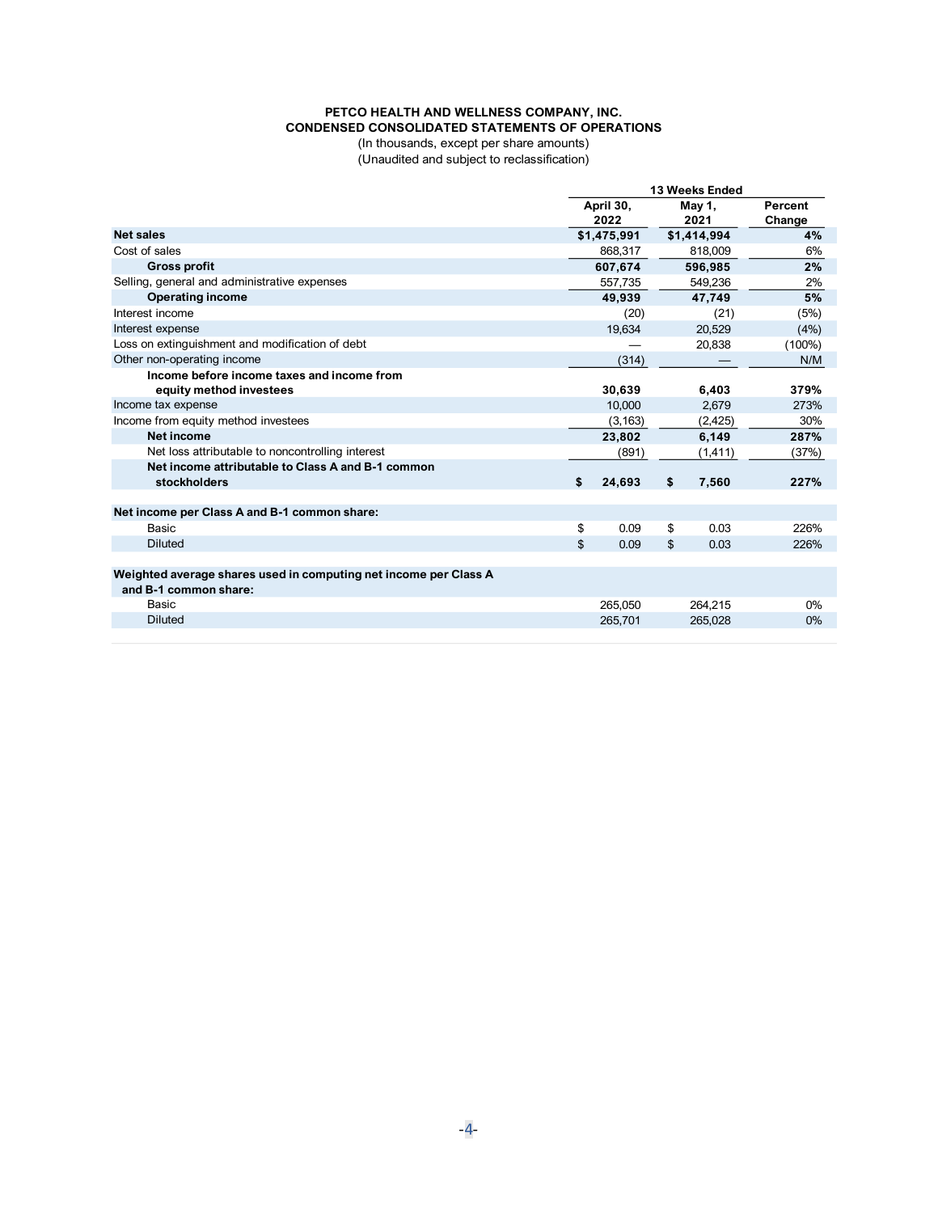**PETCO HEALTH AND WELLNESS COMPANY, INC.**
**CONDENSED CONSOLIDATED STATEMENTS OF OPERATIONS**
(In thousands, except per share amounts)
(Unaudited and subject to reclassification)

| | 13 Weeks Ended | | |
|---|---|---|---|
| | April 30, 2022 | May 1, 2021 | Percent Change |
| **Net sales** | **$1,475,991** | **$1,414,994** | **4%** |
| Cost of sales | 868,317 | 818,009 | 6% |
| **Gross profit** | **607,674** | **596,985** | **2%** |
| Selling, general and administrative expenses | 557,735 | 549,236 | 2% |
| **Operating income** | **49,939** | **47,749** | **5%** |
| Interest income | (20) | (21) | (5%) |
| Interest expense | 19,634 | 20,529 | (4%) |
| Loss on extinguishment and modification of debt | — | 20,838 | (100%) |
| Other non-operating income | (314) | — | N/M |
| **Income before income taxes and income from equity method investees** | **30,639** | **6,403** | **379%** |
| Income tax expense | 10,000 | 2,679 | 273% |
| Income from equity method investees | (3,163) | (2,425) | 30% |
| **Net income** | **23,802** | **6,149** | **287%** |
| Net loss attributable to noncontrolling interest | (891) | (1,411) | (37%) |
| **Net income attributable to Class A and B-1 common stockholders** | **$ 24,693** | **$ 7,560** | **227%** |
| | | | |
| **Net income per Class A and B-1 common share:** | | | |
| Basic | $ 0.09 | $ 0.03 | 226% |
| Diluted | $ 0.09 | $ 0.03 | 226% |
| | | | |
| **Weighted average shares used in computing net income per Class A and B-1 common share:** | | | |
| Basic | 265,050 | 264,215 | 0% |
| Diluted | 265,701 | 265,028 | 0% |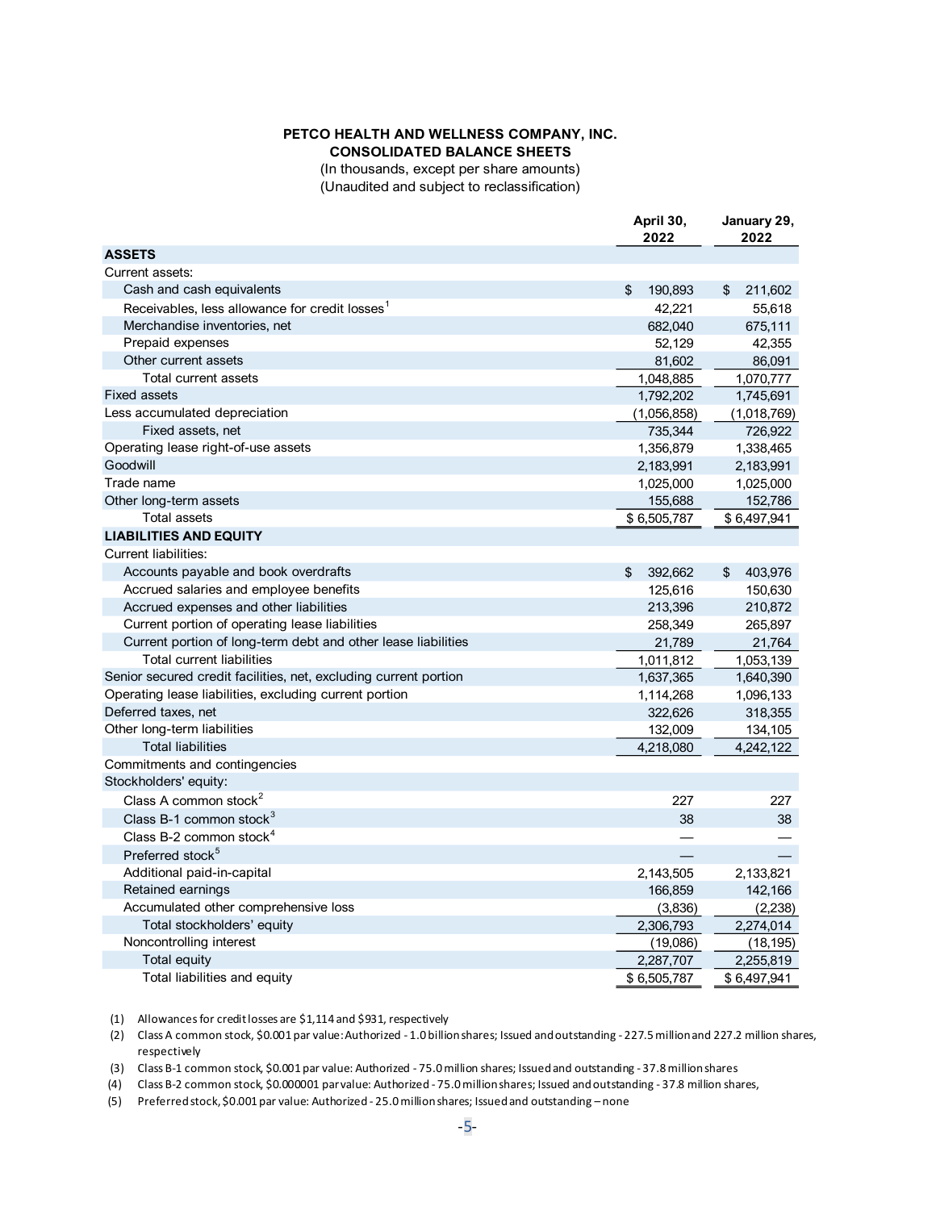**PETCO HEALTH AND WELLNESS COMPANY, INC.**
**CONSOLIDATED BALANCE SHEETS**
(In thousands, except per share amounts)
(Unaudited and subject to reclassification)

| | April 30, 2022 | January 29, 2022 |
|---|---|---|
| **ASSETS** | | |
| Current assets: | | |
| Cash and cash equivalents | $ 190,893 | $ 211,602 |
| Receivables, less allowance for credit losses[1] | 42,221 | 55,618 |
| Merchandise inventories, net | 682,040 | 675,111 |
| Prepaid expenses | 52,129 | 42,355 |
| Other current assets | 81,602 | 86,091 |
| Total current assets | 1,048,885 | 1,070,777 |
| Fixed assets | 1,792,202 | 1,745,691 |
| Less accumulated depreciation | (1,056,858) | (1,018,769) |
| Fixed assets, net | 735,344 | 726,922 |
| Operating lease right-of-use assets | 1,356,879 | 1,338,465 |
| Goodwill | 2,183,991 | 2,183,991 |
| Trade name | 1,025,000 | 1,025,000 |
| Other long-term assets | 155,688 | 152,786 |
| Total assets | $ 6,505,787 | $ 6,497,941 |
| **LIABILITIES AND EQUITY** | | |
| Current liabilities: | | |
| Accounts payable and book overdrafts | $ 392,662 | $ 403,976 |
| Accrued salaries and employee benefits | 125,616 | 150,630 |
| Accrued expenses and other liabilities | 213,396 | 210,872 |
| Current portion of operating lease liabilities | 258,349 | 265,897 |
| Current portion of long-term debt and other lease liabilities | 21,789 | 21,764 |
| Total current liabilities | 1,011,812 | 1,053,139 |
| Senior secured credit facilities, net, excluding current portion | 1,637,365 | 1,640,390 |
| Operating lease liabilities, excluding current portion | 1,114,268 | 1,096,133 |
| Deferred taxes, net | 322,626 | 318,355 |
| Other long-term liabilities | 132,009 | 134,105 |
| Total liabilities | 4,218,080 | 4,242,122 |
| Commitments and contingencies | | |
| Stockholders' equity: | | |
| Class A common stock[2] | 227 | 227 |
| Class B-1 common stock[3] | 38 | 38 |
| Class B-2 common stock[4] | — | — |
| Preferred stock[5] | — | — |
| Additional paid-in-capital | 2,143,505 | 2,133,821 |
| Retained earnings | 166,859 | 142,166 |
| Accumulated other comprehensive loss | (3,836) | (2,238) |
| Total stockholders' equity | 2,306,793 | 2,274,014 |
| Noncontrolling interest | (19,086) | (18,195) |
| Total equity | 2,287,707 | 2,255,819 |
| Total liabilities and equity | $ 6,505,787 | $ 6,497,941 |

(1) Allowances for credit losses are $1,114 and $931, respectively
(2) Class A common stock, $0.001 par value: Authorized - 1.0 billion shares; Issued and outstanding - 227.5 million and 227.2 million shares, respectively
(3) Class B-1 common stock, $0.001 par value: Authorized - 75.0 million shares; Issued and outstanding - 37.8 million shares
(4) Class B-2 common stock, $0.000001 par value: Authorized - 75.0 million shares; Issued and outstanding - 37.8 million shares,
(5) Preferred stock, $0.001 par value: Authorized - 25.0 million shares; Issued and outstanding – none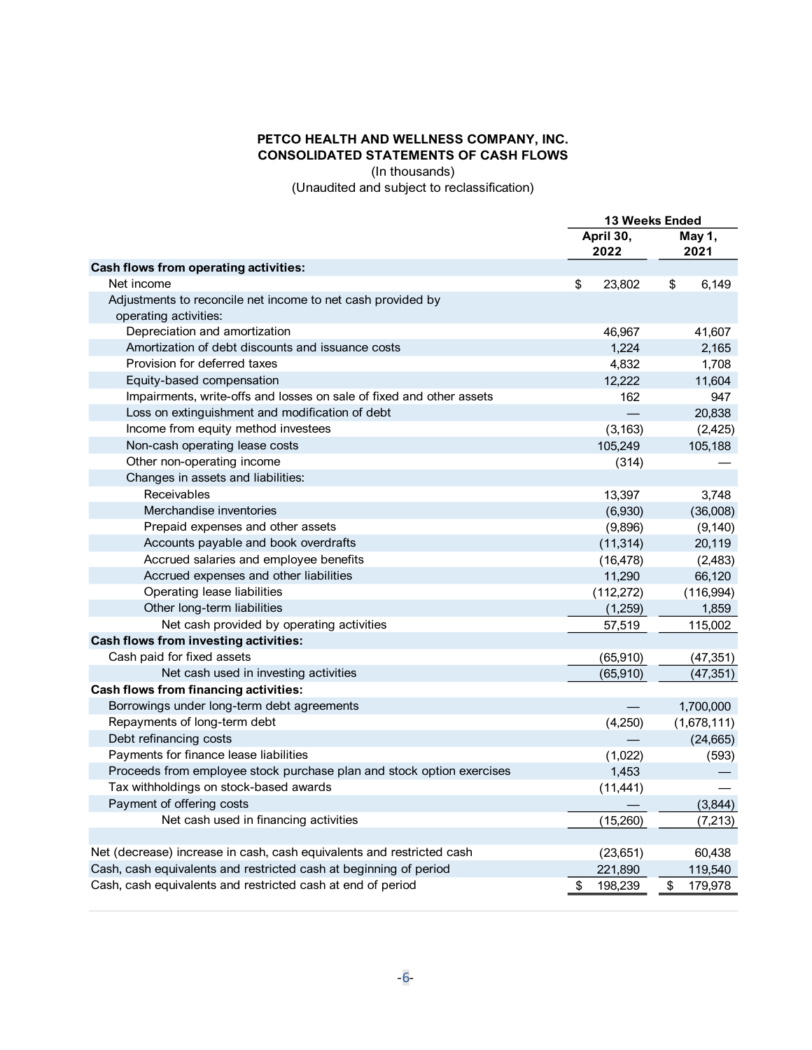**PETCO HEALTH AND WELLNESS COMPANY, INC.**
**CONSOLIDATED STATEMENTS OF CASH FLOWS**
(In thousands)
(Unaudited and subject to reclassification)

| | 13 Weeks Ended | |
|---|---|---|
| | April 30, 2022 | May 1, 2021 |
| **Cash flows from operating activities:** | | |
| Net income | $ 23,802 | $ 6,149 |
| Adjustments to reconcile net income to net cash provided by operating activities: | | |
| Depreciation and amortization | 46,967 | 41,607 |
| Amortization of debt discounts and issuance costs | 1,224 | 2,165 |
| Provision for deferred taxes | 4,832 | 1,708 |
| Equity-based compensation | 12,222 | 11,604 |
| Impairments, write-offs and losses on sale of fixed and other assets | 162 | 947 |
| Loss on extinguishment and modification of debt | — | 20,838 |
| Income from equity method investees | (3,163) | (2,425) |
| Non-cash operating lease costs | 105,249 | 105,188 |
| Other non-operating income | (314) | — |
| Changes in assets and liabilities: | | |
| Receivables | 13,397 | 3,748 |
| Merchandise inventories | (6,930) | (36,008) |
| Prepaid expenses and other assets | (9,896) | (9,140) |
| Accounts payable and book overdrafts | (11,314) | 20,119 |
| Accrued salaries and employee benefits | (16,478) | (2,483) |
| Accrued expenses and other liabilities | 11,290 | 66,120 |
| Operating lease liabilities | (112,272) | (116,994) |
| Other long-term liabilities | (1,259) | 1,859 |
| Net cash provided by operating activities | 57,519 | 115,002 |
| **Cash flows from investing activities:** | | |
| Cash paid for fixed assets | (65,910) | (47,351) |
| Net cash used in investing activities | (65,910) | (47,351) |
| **Cash flows from financing activities:** | | |
| Borrowings under long-term debt agreements | — | 1,700,000 |
| Repayments of long-term debt | (4,250) | (1,678,111) |
| Debt refinancing costs | — | (24,665) |
| Payments for finance lease liabilities | (1,022) | (593) |
| Proceeds from employee stock purchase plan and stock option exercises | 1,453 | — |
| Tax withholdings on stock-based awards | (11,441) | — |
| Payment of offering costs | — | (3,844) |
| Net cash used in financing activities | (15,260) | (7,213) |
| | | |
| Net (decrease) increase in cash, cash equivalents and restricted cash | (23,651) | 60,438 |
| Cash, cash equivalents and restricted cash at beginning of period | 221,890 | 119,540 |
| Cash, cash equivalents and restricted cash at end of period | $ 198,239 | $ 179,978 |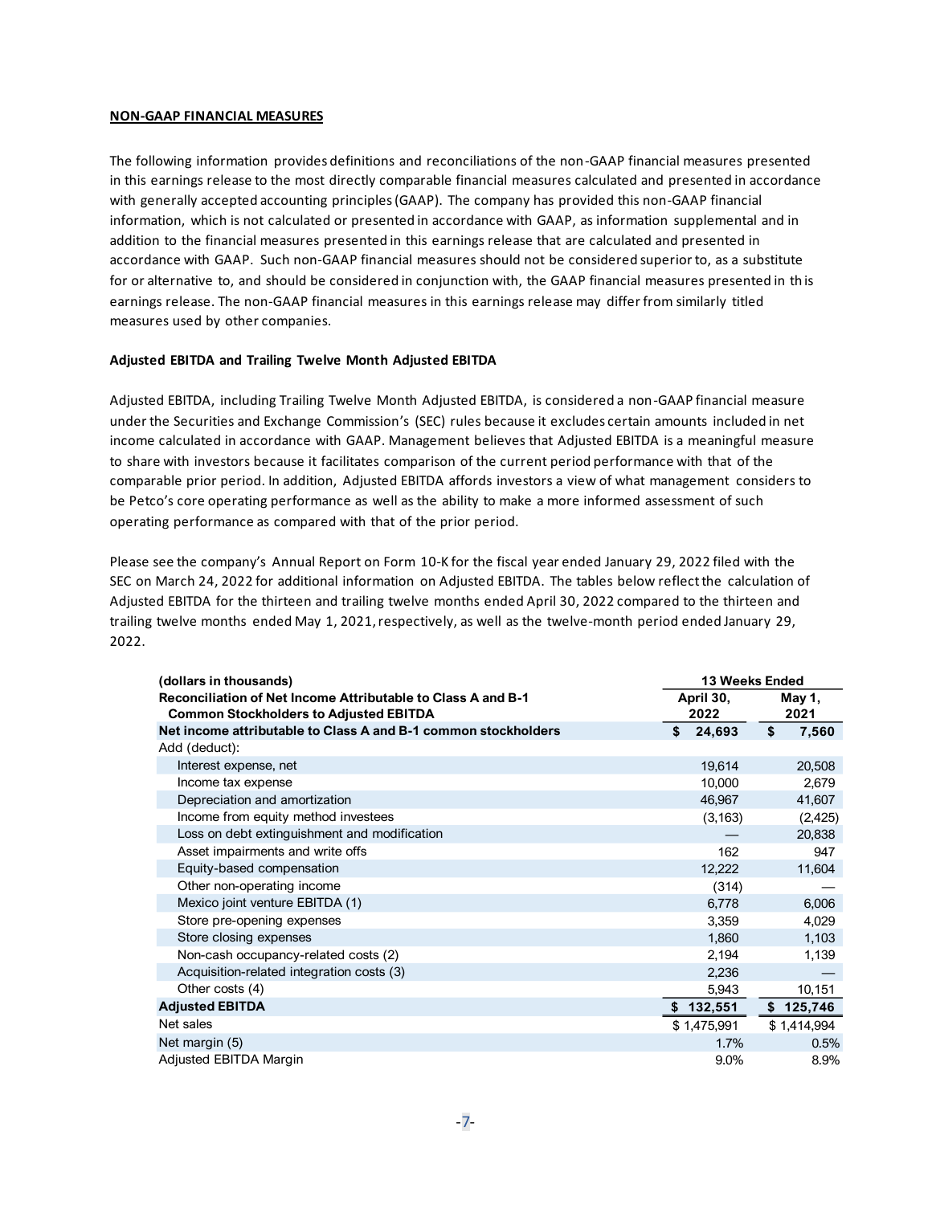## NON-GAAP FINANCIAL MEASURES

The following information provides definitions and reconciliations of the non-GAAP financial measures presented in this earnings release to the most directly comparable financial measures calculated and presented in accordance with generally accepted accounting principles (GAAP). The company has provided this non-GAAP financial information, which is not calculated or presented in accordance with GAAP, as information supplemental and in addition to the financial measures presented in this earnings release that are calculated and presented in accordance with GAAP. Such non-GAAP financial measures should not be considered superior to, as a substitute for or alternative to, and should be considered in conjunction with, the GAAP financial measures presented in this earnings release. The non-GAAP financial measures in this earnings release may differ from similarly titled measures used by other companies.

### Adjusted EBITDA and Trailing Twelve Month Adjusted EBITDA

Adjusted EBITDA, including Trailing Twelve Month Adjusted EBITDA, is considered a non-GAAP financial measure under the Securities and Exchange Commission's (SEC) rules because it excludes certain amounts included in net income calculated in accordance with GAAP. Management believes that Adjusted EBITDA is a meaningful measure to share with investors because it facilitates comparison of the current period performance with that of the comparable prior period. In addition, Adjusted EBITDA affords investors a view of what management considers to be Petco's core operating performance as well as the ability to make a more informed assessment of such operating performance as compared with that of the prior period.

Please see the company's Annual Report on Form 10-K for the fiscal year ended January 29, 2022 filed with the SEC on March 24, 2022 for additional information on Adjusted EBITDA. The tables below reflect the calculation of Adjusted EBITDA for the thirteen and trailing twelve months ended April 30, 2022 compared to the thirteen and trailing twelve months ended May 1, 2021, respectively, as well as the twelve-month period ended January 29, 2022.

| (dollars in thousands) | 13 Weeks Ended | |
|---|---|---|
| **Reconciliation of Net Income Attributable to Class A and B-1 Common Stockholders to Adjusted EBITDA** | **April 30, 2022** | **May 1, 2021** |
| **Net income attributable to Class A and B-1 common stockholders** | **$ 24,693** | **$ 7,560** |
| Add (deduct): | | |
| Interest expense, net | 19,614 | 20,508 |
| Income tax expense | 10,000 | 2,679 |
| Depreciation and amortization | 46,967 | 41,607 |
| Income from equity method investees | (3,163) | (2,425) |
| Loss on debt extinguishment and modification | — | 20,838 |
| Asset impairments and write offs | 162 | 947 |
| Equity-based compensation | 12,222 | 11,604 |
| Other non-operating income | (314) | — |
| Mexico joint venture EBITDA (1) | 6,778 | 6,006 |
| Store pre-opening expenses | 3,359 | 4,029 |
| Store closing expenses | 1,860 | 1,103 |
| Non-cash occupancy-related costs (2) | 2,194 | 1,139 |
| Acquisition-related integration costs (3) | 2,236 | — |
| Other costs (4) | 5,943 | 10,151 |
| **Adjusted EBITDA** | **$ 132,551** | **$ 125,746** |
| Net sales | $ 1,475,991 | $ 1,414,994 |
| Net margin (5) | 1.7% | 0.5% |
| Adjusted EBITDA Margin | 9.0% | 8.9% |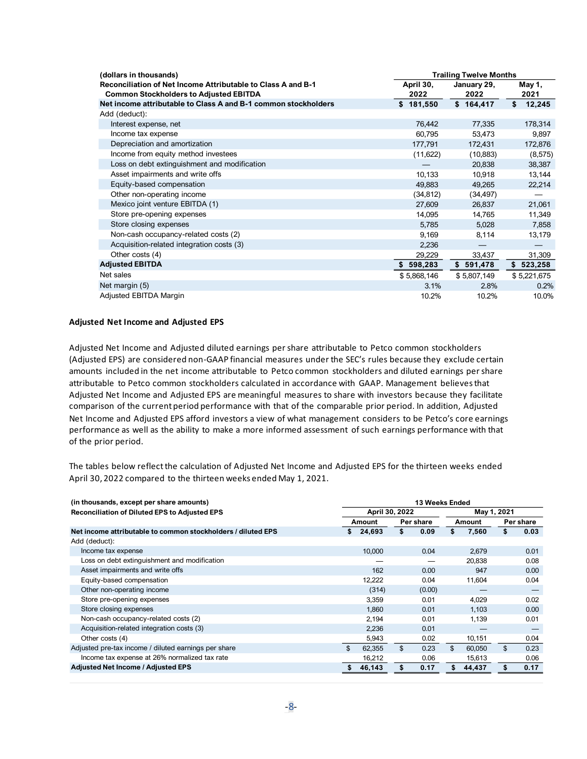| (dollars in thousands) | Trailing Twelve Months | | |
|---|---|---|---|
| Reconciliation of Net Income Attributable to Class A and B-1 Common Stockholders to Adjusted EBITDA | April 30, 2022 | January 29, 2022 | May 1, 2021 |
| **Net income attributable to Class A and B-1 common stockholders** | **$ 181,550** | **$ 164,417** | **$ 12,245** |
| Add (deduct): | | | |
| Interest expense, net | 76,442 | 77,335 | 178,314 |
| Income tax expense | 60,795 | 53,473 | 9,897 |
| Depreciation and amortization | 177,791 | 172,431 | 172,876 |
| Income from equity method investees | (11,622) | (10,883) | (8,575) |
| Loss on debt extinguishment and modification | — | 20,838 | 38,387 |
| Asset impairments and write offs | 10,133 | 10,918 | 13,144 |
| Equity-based compensation | 49,883 | 49,265 | 22,214 |
| Other non-operating income | (34,812) | (34,497) | — |
| Mexico joint venture EBITDA (1) | 27,609 | 26,837 | 21,061 |
| Store pre-opening expenses | 14,095 | 14,765 | 11,349 |
| Store closing expenses | 5,785 | 5,028 | 7,858 |
| Non-cash occupancy-related costs (2) | 9,169 | 8,114 | 13,179 |
| Acquisition-related integration costs (3) | 2,236 | — | — |
| Other costs (4) | 29,229 | 33,437 | 31,309 |
| **Adjusted EBITDA** | **$ 598,283** | **$ 591,478** | **$ 523,258** |
| Net sales | $ 5,868,146 | $ 5,807,149 | $ 5,221,675 |
| Net margin (5) | 3.1% | 2.8% | 0.2% |
| Adjusted EBITDA Margin | 10.2% | 10.2% | 10.0% |

### Adjusted Net Income and Adjusted EPS

Adjusted Net Income and Adjusted diluted earnings per share attributable to Petco common stockholders (Adjusted EPS) are considered non-GAAP financial measures under the SEC's rules because they exclude certain amounts included in the net income attributable to Petco common stockholders and diluted earnings per share attributable to Petco common stockholders calculated in accordance with GAAP. Management believes that Adjusted Net Income and Adjusted EPS are meaningful measures to share with investors because they facilitate comparison of the current period performance with that of the comparable prior period. In addition, Adjusted Net Income and Adjusted EPS afford investors a view of what management considers to be Petco's core earnings performance as well as the ability to make a more informed assessment of such earnings performance with that of the prior period.

The tables below reflect the calculation of Adjusted Net Income and Adjusted EPS for the thirteen weeks ended April 30, 2022 compared to the thirteen weeks ended May 1, 2021.

| (in thousands, except per share amounts) | 13 Weeks Ended | | | |
|---|---|---|---|---|
| Reconciliation of Diluted EPS to Adjusted EPS | April 30, 2022 | | May 1, 2021 | |
| | Amount | Per share | Amount | Per share |
| **Net income attributable to common stockholders / diluted EPS** | **$ 24,693** | **$ 0.09** | **$ 7,560** | **$ 0.03** |
| Add (deduct): | | | | |
| Income tax expense | 10,000 | 0.04 | 2,679 | 0.01 |
| Loss on debt extinguishment and modification | — | — | 20,838 | 0.08 |
| Asset impairments and write offs | 162 | 0.00 | 947 | 0.00 |
| Equity-based compensation | 12,222 | 0.04 | 11,604 | 0.04 |
| Other non-operating income | (314) | (0.00) | — | — |
| Store pre-opening expenses | 3,359 | 0.01 | 4,029 | 0.02 |
| Store closing expenses | 1,860 | 0.01 | 1,103 | 0.00 |
| Non-cash occupancy-related costs (2) | 2,194 | 0.01 | 1,139 | 0.01 |
| Acquisition-related integration costs (3) | 2,236 | 0.01 | — | — |
| Other costs (4) | 5,943 | 0.02 | 10,151 | 0.04 |
| Adjusted pre-tax income / diluted earnings per share | $ 62,355 | $ 0.23 | $ 60,050 | $ 0.23 |
| Income tax expense at 26% normalized tax rate | 16,212 | 0.06 | 15,613 | 0.06 |
| **Adjusted Net Income / Adjusted EPS** | **$ 46,143** | **$ 0.17** | **$ 44,437** | **$ 0.17** |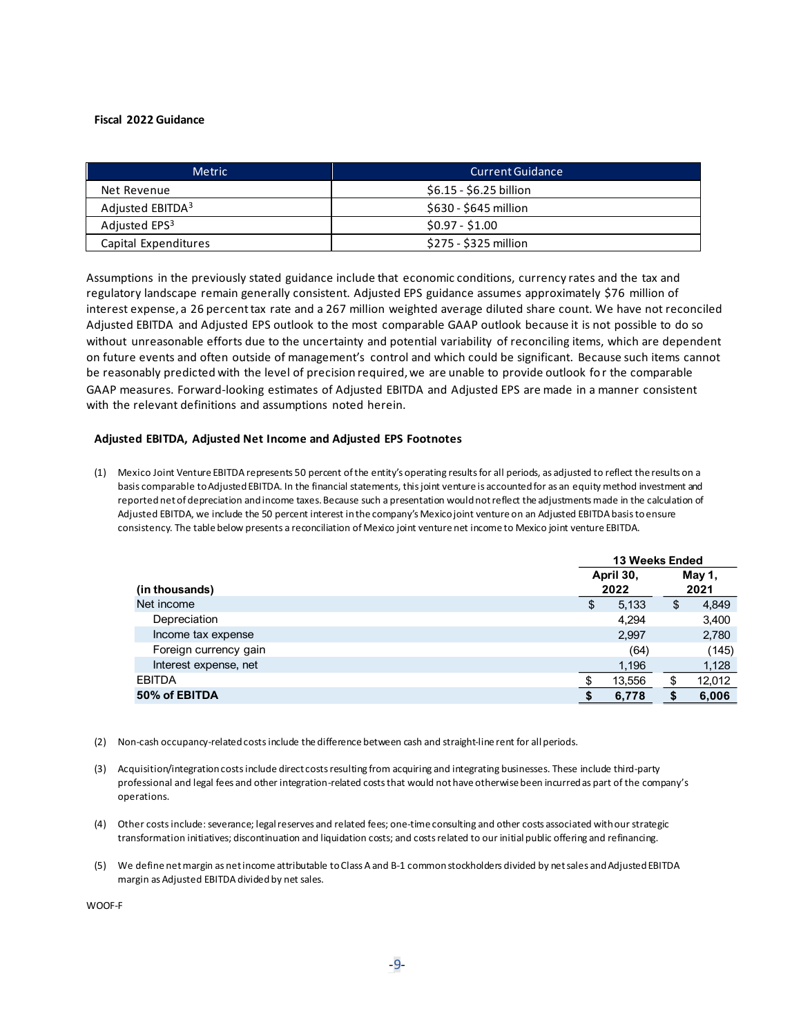**Fiscal 2022 Guidance**

| Metric | Current Guidance |
|---|---|
| Net Revenue | $6.15 - $6.25 billion |
| Adjusted EBITDA[3] | $630 - $645 million |
| Adjusted EPS[3] | $0.97 - $1.00 |
| Capital Expenditures | $275 - $325 million |

Assumptions in the previously stated guidance include that economic conditions, currency rates and the tax and regulatory landscape remain generally consistent. Adjusted EPS guidance assumes approximately $76 million of interest expense, a 26 percent tax rate and a 267 million weighted average diluted share count. We have not reconciled Adjusted EBITDA and Adjusted EPS outlook to the most comparable GAAP outlook because it is not possible to do so without unreasonable efforts due to the uncertainty and potential variability of reconciling items, which are dependent on future events and often outside of management's control and which could be significant. Because such items cannot be reasonably predicted with the level of precision required, we are unable to provide outlook for the comparable GAAP measures. Forward-looking estimates of Adjusted EBITDA and Adjusted EPS are made in a manner consistent with the relevant definitions and assumptions noted herein.

**Adjusted EBITDA, Adjusted Net Income and Adjusted EPS Footnotes**

(1) Mexico Joint Venture EBITDA represents 50 percent of the entity's operating results for all periods, as adjusted to reflect the results on a basis comparable to Adjusted EBITDA. In the financial statements, this joint venture is accounted for as an equity method investment and reported net of depreciation and income taxes. Because such a presentation would not reflect the adjustments made in the calculation of Adjusted EBITDA, we include the 50 percent interest in the company's Mexico joint venture on an Adjusted EBITDA basis to ensure consistency. The table below presents a reconciliation of Mexico joint venture net income to Mexico joint venture EBITDA.

| | 13 Weeks Ended | |
|---|---|---|
| (in thousands) | April 30, 2022 | May 1, 2021 |
| Net income | $ 5,133 | $ 4,849 |
| Depreciation | 4,294 | 3,400 |
| Income tax expense | 2,997 | 2,780 |
| Foreign currency gain | (64) | (145) |
| Interest expense, net | 1,196 | 1,128 |
| EBITDA | $ 13,556 | $ 12,012 |
| **50% of EBITDA** | **$ 6,778** | **$ 6,006** |

(2) Non-cash occupancy-related costs include the difference between cash and straight-line rent for all periods.

(3) Acquisition/integration costs include direct costs resulting from acquiring and integrating businesses. These include third-party professional and legal fees and other integration-related costs that would not have otherwise been incurred as part of the company's operations.

(4) Other costs include: severance; legal reserves and related fees; one-time consulting and other costs associated with our strategic transformation initiatives; discontinuation and liquidation costs; and costs related to our initial public offering and refinancing.

(5) We define net margin as net income attributable to Class A and B-1 common stockholders divided by net sales and Adjusted EBITDA margin as Adjusted EBITDA divided by net sales.

WOOF-F